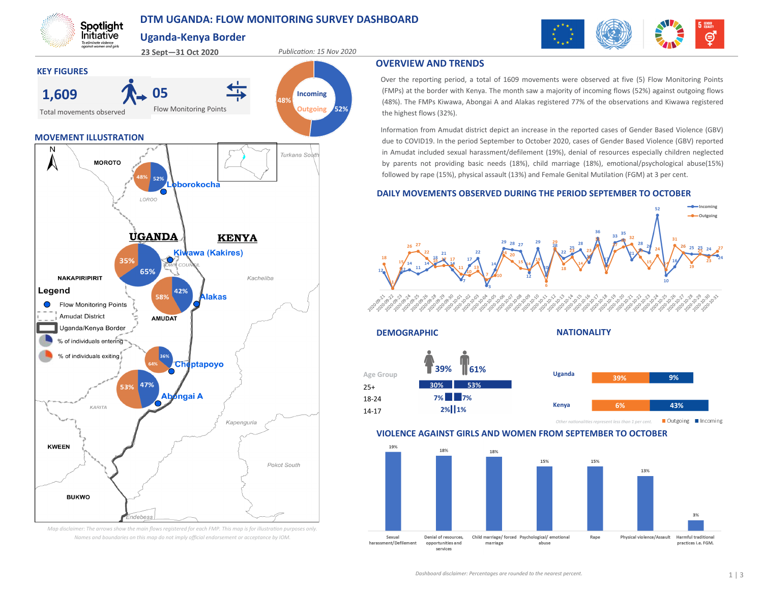# DTM UGANDA: FLOW MONITORING SURVEY DASHBOARD

## Uganda-Kenya Border

23 Sept—31 Oct 2020

*Publication: 15 Nov 2020*

## KEY FIGURES

**1,609** Total movements observed

**05** Flow Monitoring Points

Incoming 52% | Outgoing 48%

## MOVEMENT ILLUSTRATION

| Flow Monitoring Point | Incoming | Outgoing |
|---|---|---|
| Loborokocha | 52% | 48% |
| Kiwawa (Kakires) | 65% | 35% |
| Alakas | 42% | 58% |
| Cheptapoyo | 36% | 64% |
| Abongai A | 47% | 53% |

Legend: Flow Monitoring Points; Amudat District; Uganda/Kenya Border; % of individuals entering; % of individuals exiting

*Map disclaimer: The arrows show the main flows registered for each FMP. This map is for illustration purposes only. Names and boundaries on this map do not imply official endorsement or acceptance by IOM.*

## OVERVIEW AND TRENDS

Over the reporting period, a total of 1609 movements were observed at five (5) Flow Monitoring Points (FMPs) at the border with Kenya. The month saw a majority of incoming flows (52%) against outgoing flows (48%). The FMPs Kiwawa, Abongai A and Alakas registered 77% of the observations and Kiwawa registered the highest flows (32%).

Information from Amudat district depict an increase in the reported cases of Gender Based Violence (GBV) due to COVID19. In the period September to October 2020, cases of Gender Based Violence (GBV) reported in Amudat included sexual harassment/defilement (19%), denial of resources especially children neglected by parents not providing basic needs (18%), child marriage (18%), emotional/psychological abuse(15%) followed by rape (15%), physical assault (13%) and Female Genital Mutilation (FGM) at 3 per cent.

## DAILY MOVEMENTS OBSERVED DURING THE PERIOD SEPTEMBER TO OCTOBER

Line chart of daily Incoming and Outgoing movements from 2020-09-21 to 2020-10-31 (peak incoming: 52 on 2020-10-24).

## DEMOGRAPHIC

| Age Group | Female (39%) | Male (61%) |
|---|---|---|
| 25+ | 30% | 53% |
| 18-24 | 7% | 7% |
| 14-17 | 2% | 1% |

## NATIONALITY

| Nationality | Outgoing | Incoming |
|---|---|---|
| Uganda | 39% | 9% |
| Kenya | 6% | 43% |

*Other nationalities represent less than 1 per cent.*

## VIOLENCE AGAINST GIRLS AND WOMEN FROM SEPTEMBER TO OCTOBER

| Type | % |
|---|---|
| Sexual harassment/Defilement | 19% |
| Denial of resources, opportunities and services | 18% |
| Child marriage/ forced marriage | 18% |
| Psychological/ emotional abuse | 15% |
| Rape | 15% |
| Physical violence/Assault | 13% |
| Harmful traditional practices i.e. FGM. | 3% |

*Dashboard disclaimer: Percentages are rounded to the nearest percent.*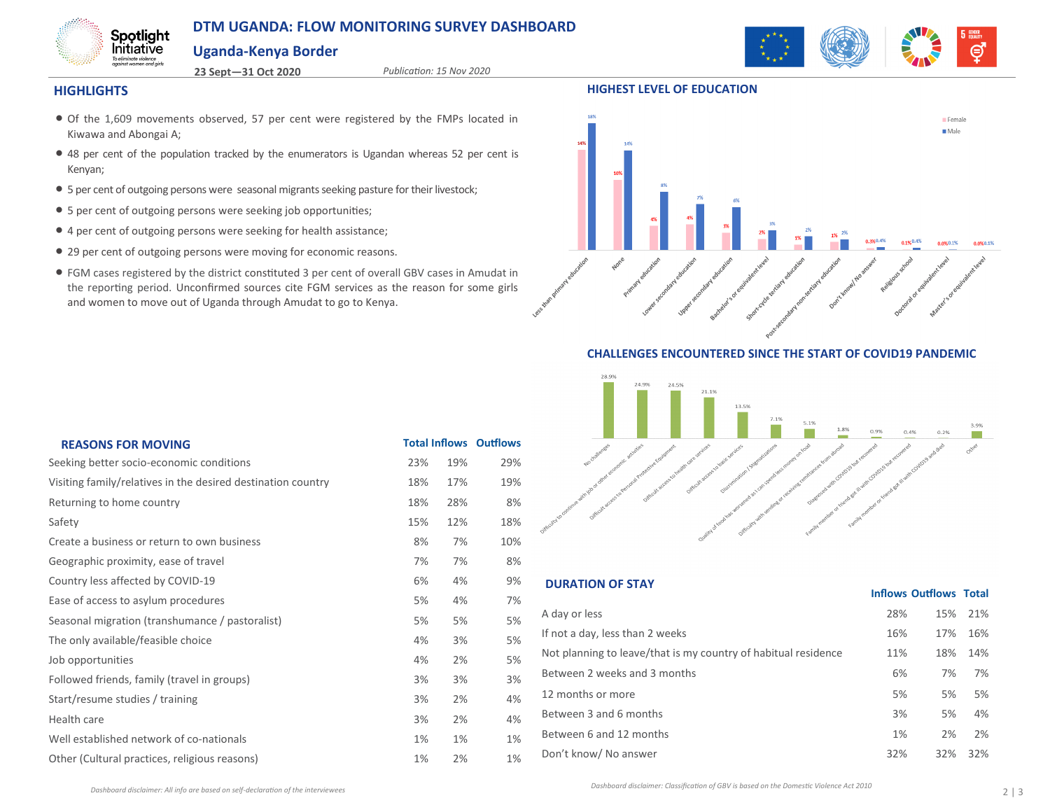# DTM UGANDA: FLOW MONITORING SURVEY DASHBOARD

## Uganda-Kenya Border

**23 Sept—31 Oct 2020**

*Publication: 15 Nov 2020*

## HIGHLIGHTS

- Of the 1,609 movements observed, 57 per cent were registered by the FMPs located in Kiwawa and Abongai A;
- 48 per cent of the population tracked by the enumerators is Ugandan whereas 52 per cent is Kenyan;
- 5 per cent of outgoing persons were seasonal migrants seeking pasture for their livestock;
- 5 per cent of outgoing persons were seeking job opportunities;
- 4 per cent of outgoing persons were seeking for health assistance;
- 29 per cent of outgoing persons were moving for economic reasons.
- FGM cases registered by the district constituted 3 per cent of overall GBV cases in Amudat in the reporting period. Unconfirmed sources cite FGM services as the reason for some girls and women to move out of Uganda through Amudat to go to Kenya.

## HIGHEST LEVEL OF EDUCATION

| Level | Female | Male |
|---|---|---|
| Less than primary education | 14% | 18% |
| None | 10% | 14% |
| Primary education | 4% | 8% |
| Lower secondary education | 4% | 7% |
| Upper secondary education | 3% | 6% |
| Bachelor's or equivalent level | 2% | 3% |
| Short-cycle tertiary education | 1% | 2% |
| Post-secondary non-tertiary education | 1% | 2% |
| Don't know/ No answer | 0.3% | 0.4% |
| Religious school | 0.1% | 0.4% |
| Doctoral or equivalent level | 0.0% | 0.1% |
| Master's or equivalent level | 0.0% | 0.1% |

## CHALLENGES ENCOUNTERED SINCE THE START OF COVID19 PANDEMIC

| Challenge | % |
|---|---|
| No challenges | 28.9% |
| Difficulty to continue with job or other economic activities | 24.9% |
| Difficult access to Personal Protective Equipment | 24.5% |
| Difficult access to health care services | 21.1% |
| Difficult access to basic services | 13.5% |
| Discrimination / Stigmatizations | 7.1% |
| Quality of food has worsened as I can spend less money on food | 5.1% |
| Difficulty with sending or receiving remittances from abroad | 1.8% |
| Diagnosed with COVID19 but recovered | 0.9% |
| Family member or friend got ill with COVID19 but recovered | 0.4% |
| Family member or friend got ill with COVID19 and died | 0.2% |
| Other | 3.9% |

## REASONS FOR MOVING

| | Total | Inflows | Outflows |
|---|---|---|---|
| Seeking better socio-economic conditions | 23% | 19% | 29% |
| Visiting family/relatives in the desired destination country | 18% | 17% | 19% |
| Returning to home country | 18% | 28% | 8% |
| Safety | 15% | 12% | 18% |
| Create a business or return to own business | 8% | 7% | 10% |
| Geographic proximity, ease of travel | 7% | 7% | 8% |
| Country less affected by COVID-19 | 6% | 4% | 9% |
| Ease of access to asylum procedures | 5% | 4% | 7% |
| Seasonal migration (transhumance / pastoralist) | 5% | 5% | 5% |
| The only available/feasible choice | 4% | 3% | 5% |
| Job opportunities | 4% | 2% | 5% |
| Followed friends, family (travel in groups) | 3% | 3% | 3% |
| Start/resume studies / training | 3% | 2% | 4% |
| Health care | 3% | 2% | 4% |
| Well established network of co-nationals | 1% | 1% | 1% |
| Other (Cultural practices, religious reasons) | 1% | 2% | 1% |

## DURATION OF STAY

| | Inflows | Outflows | Total |
|---|---|---|---|
| A day or less | 28% | 15% | 21% |
| If not a day, less than 2 weeks | 16% | 17% | 16% |
| Not planning to leave/that is my country of habitual residence | 11% | 18% | 14% |
| Between 2 weeks and 3 months | 6% | 7% | 7% |
| 12 months or more | 5% | 5% | 5% |
| Between 3 and 6 months | 3% | 5% | 4% |
| Between 6 and 12 months | 1% | 2% | 2% |
| Don't know/ No answer | 32% | 32% | 32% |

*Dashboard disclaimer: All info are based on self-declaration of the interviewees*

*Dashboard disclaimer: Classification of GBV is based on the Domestic Violence Act 2010*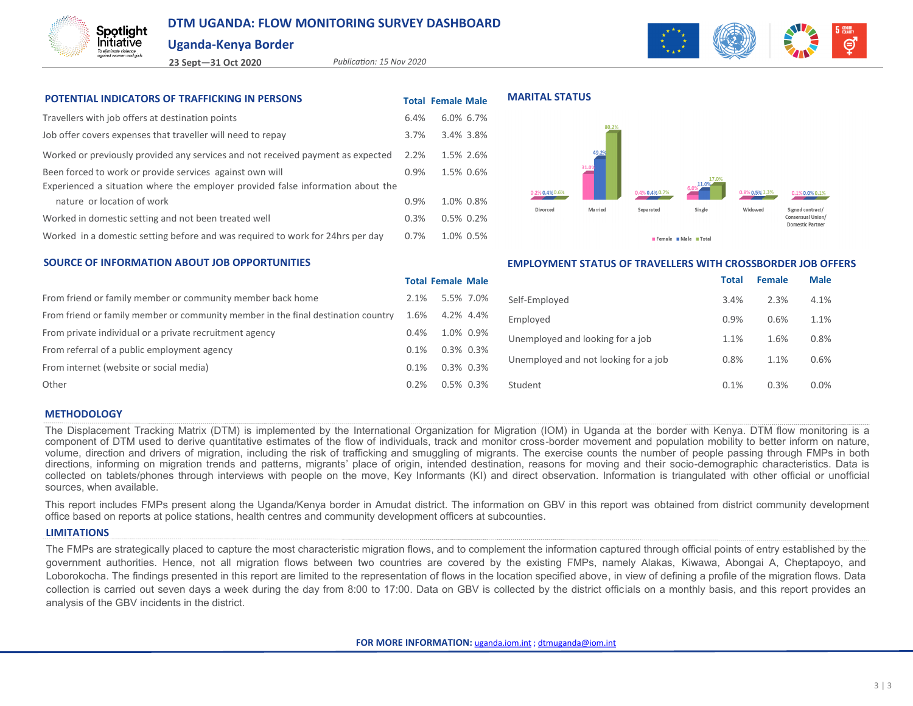# DTM UGANDA: FLOW MONITORING SURVEY DASHBOARD

## Uganda-Kenya Border

**23 Sept—31 Oct 2020**

*Publication: 15 Nov 2020*

## POTENTIAL INDICATORS OF TRAFFICKING IN PERSONS

| | Total | Female | Male |
|---|---|---|---|
| Travellers with job offers at destination points | 6.4% | 6.0% | 6.7% |
| Job offer covers expenses that traveller will need to repay | 3.7% | 3.4% | 3.8% |
| Worked or previously provided any services and not received payment as expected | 2.2% | 1.5% | 2.6% |
| Been forced to work or provide services against own will | 0.9% | 1.5% | 0.6% |
| Experienced a situation where the employer provided false information about the nature or location of work | 0.9% | 1.0% | 0.8% |
| Worked in domestic setting and not been treated well | 0.3% | 0.5% | 0.2% |
| Worked in a domestic setting before and was required to work for 24hrs per day | 0.7% | 1.0% | 0.5% |

## MARITAL STATUS

Divorced: 0.2% 0.4% 0.6%
Married: 31.0% 49.2% 80.2%
Separated: 0.4% 0.4% 0.7%
Single: 6.0% 11.0% 17.0%
Widowed: 0.8% 0.5% 1.3%
Signed contract/ Consensual Union/ Domestic Partner: 0.1% 0.0% 0.1%

Female Male Total

## SOURCE OF INFORMATION ABOUT JOB OPPORTUNITIES

| | Total | Female | Male |
|---|---|---|---|
| From friend or family member or community member back home | 2.1% | 5.5% | 7.0% |
| From friend or family member or community member in the final destination country | 1.6% | 4.2% | 4.4% |
| From private individual or a private recruitment agency | 0.4% | 1.0% | 0.9% |
| From referral of a public employment agency | 0.1% | 0.3% | 0.3% |
| From internet (website or social media) | 0.1% | 0.3% | 0.3% |
| Other | 0.2% | 0.5% | 0.3% |

## EMPLOYMENT STATUS OF TRAVELLERS WITH CROSSBORDER JOB OFFERS

| | Total | Female | Male |
|---|---|---|---|
| Self-Employed | 3.4% | 2.3% | 4.1% |
| Employed | 0.9% | 0.6% | 1.1% |
| Unemployed and looking for a job | 1.1% | 1.6% | 0.8% |
| Unemployed and not looking for a job | 0.8% | 1.1% | 0.6% |
| Student | 0.1% | 0.3% | 0.0% |

## METHODOLOGY

The Displacement Tracking Matrix (DTM) is implemented by the International Organization for Migration (IOM) in Uganda at the border with Kenya. DTM flow monitoring is a component of DTM used to derive quantitative estimates of the flow of individuals, track and monitor cross-border movement and population mobility to better inform on nature, volume, direction and drivers of migration, including the risk of trafficking and smuggling of migrants. The exercise counts the number of people passing through FMPs in both directions, informing on migration trends and patterns, migrants' place of origin, intended destination, reasons for moving and their socio-demographic characteristics. Data is collected on tablets/phones through interviews with people on the move, Key Informants (KI) and direct observation. Information is triangulated with other official or unofficial sources, when available.

This report includes FMPs present along the Uganda/Kenya border in Amudat district. The information on GBV in this report was obtained from district community development office based on reports at police stations, health centres and community development officers at subcounties.

## LIMITATIONS

The FMPs are strategically placed to capture the most characteristic migration flows, and to complement the information captured through official points of entry established by the government authorities. Hence, not all migration flows between two countries are covered by the existing FMPs, namely Alakas, Kiwawa, Abongai A, Cheptapoyo, and Loborokocha. The findings presented in this report are limited to the representation of flows in the location specified above, in view of defining a profile of the migration flows. Data collection is carried out seven days a week during the day from 8:00 to 17:00. Data on GBV is collected by the district officials on a monthly basis, and this report provides an analysis of the GBV incidents in the district.

**FOR MORE INFORMATION:** uganda.iom.int ; dtmuganda@iom.int